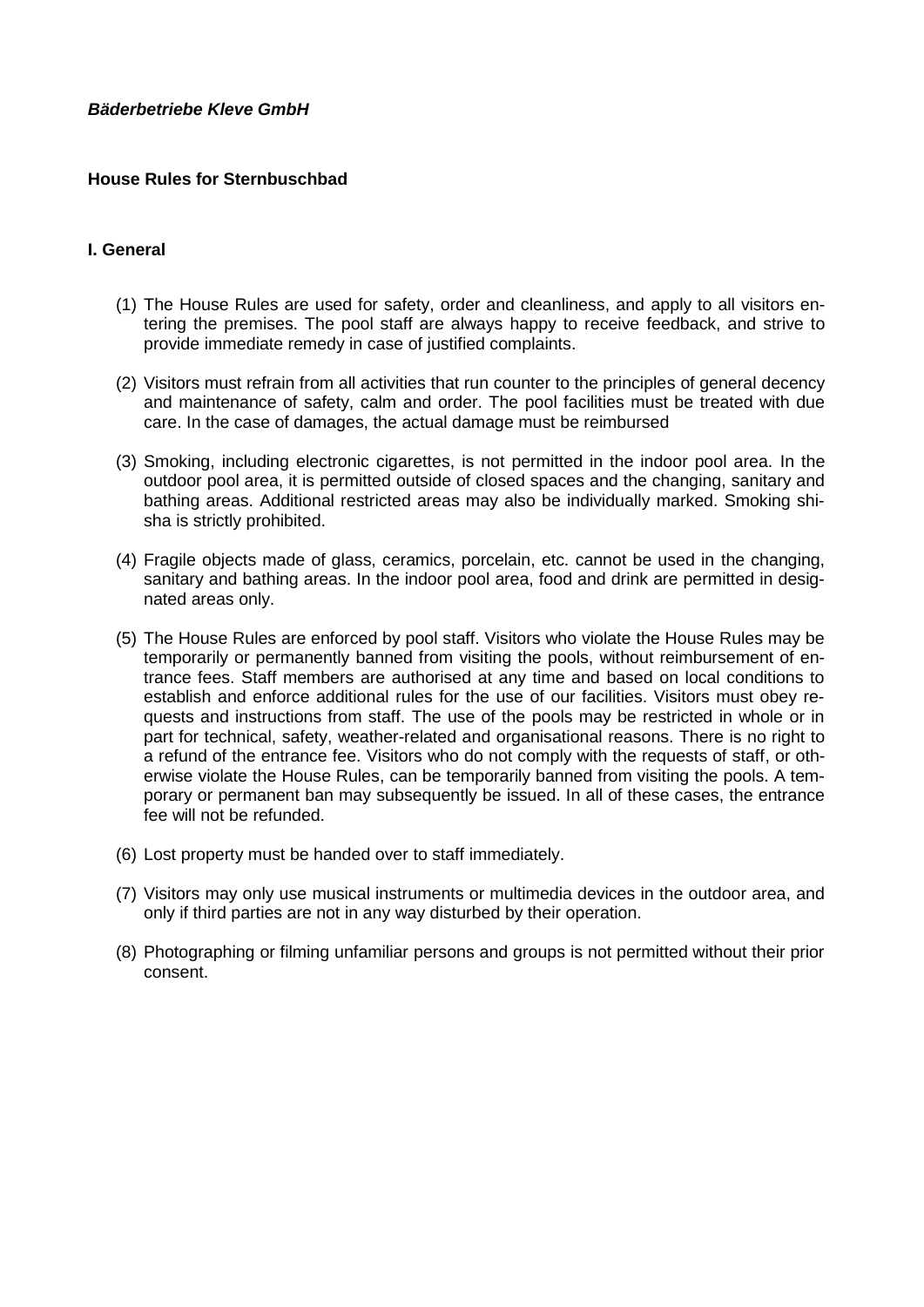***Bäderbetriebe Kleve GmbH***

## House Rules for Sternbuschbad

### I. General

(1) The House Rules are used for safety, order and cleanliness, and apply to all visitors entering the premises. The pool staff are always happy to receive feedback, and strive to provide immediate remedy in case of justified complaints.

(2) Visitors must refrain from all activities that run counter to the principles of general decency and maintenance of safety, calm and order. The pool facilities must be treated with due care. In the case of damages, the actual damage must be reimbursed

(3) Smoking, including electronic cigarettes, is not permitted in the indoor pool area. In the outdoor pool area, it is permitted outside of closed spaces and the changing, sanitary and bathing areas. Additional restricted areas may also be individually marked. Smoking shisha is strictly prohibited.

(4) Fragile objects made of glass, ceramics, porcelain, etc. cannot be used in the changing, sanitary and bathing areas. In the indoor pool area, food and drink are permitted in designated areas only.

(5) The House Rules are enforced by pool staff. Visitors who violate the House Rules may be temporarily or permanently banned from visiting the pools, without reimbursement of entrance fees. Staff members are authorised at any time and based on local conditions to establish and enforce additional rules for the use of our facilities. Visitors must obey requests and instructions from staff. The use of the pools may be restricted in whole or in part for technical, safety, weather-related and organisational reasons. There is no right to a refund of the entrance fee. Visitors who do not comply with the requests of staff, or otherwise violate the House Rules, can be temporarily banned from visiting the pools. A temporary or permanent ban may subsequently be issued. In all of these cases, the entrance fee will not be refunded.

(6) Lost property must be handed over to staff immediately.

(7) Visitors may only use musical instruments or multimedia devices in the outdoor area, and only if third parties are not in any way disturbed by their operation.

(8) Photographing or filming unfamiliar persons and groups is not permitted without their prior consent.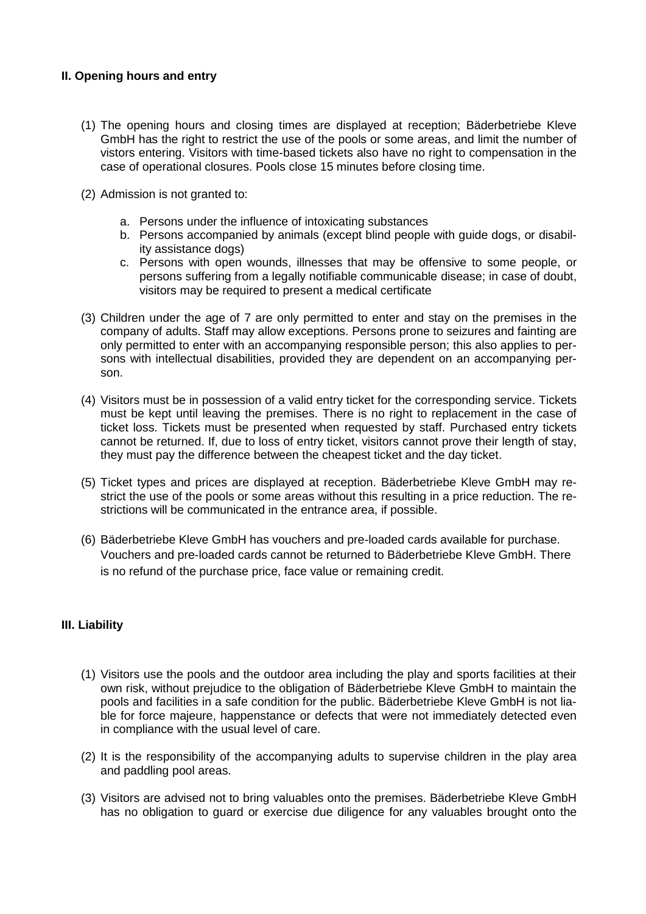## II. Opening hours and entry

(1) The opening hours and closing times are displayed at reception; Bäderbetriebe Kleve GmbH has the right to restrict the use of the pools or some areas, and limit the number of vistors entering. Visitors with time-based tickets also have no right to compensation in the case of operational closures. Pools close 15 minutes before closing time.

(2) Admission is not granted to:

a. Persons under the influence of intoxicating substances
b. Persons accompanied by animals (except blind people with guide dogs, or disability assistance dogs)
c. Persons with open wounds, illnesses that may be offensive to some people, or persons suffering from a legally notifiable communicable disease; in case of doubt, visitors may be required to present a medical certificate

(3) Children under the age of 7 are only permitted to enter and stay on the premises in the company of adults. Staff may allow exceptions. Persons prone to seizures and fainting are only permitted to enter with an accompanying responsible person; this also applies to persons with intellectual disabilities, provided they are dependent on an accompanying person.

(4) Visitors must be in possession of a valid entry ticket for the corresponding service. Tickets must be kept until leaving the premises. There is no right to replacement in the case of ticket loss. Tickets must be presented when requested by staff. Purchased entry tickets cannot be returned. If, due to loss of entry ticket, visitors cannot prove their length of stay, they must pay the difference between the cheapest ticket and the day ticket.

(5) Ticket types and prices are displayed at reception. Bäderbetriebe Kleve GmbH may restrict the use of the pools or some areas without this resulting in a price reduction. The restrictions will be communicated in the entrance area, if possible.

(6) Bäderbetriebe Kleve GmbH has vouchers and pre-loaded cards available for purchase. Vouchers and pre-loaded cards cannot be returned to Bäderbetriebe Kleve GmbH. There is no refund of the purchase price, face value or remaining credit.

## III. Liability

(1) Visitors use the pools and the outdoor area including the play and sports facilities at their own risk, without prejudice to the obligation of Bäderbetriebe Kleve GmbH to maintain the pools and facilities in a safe condition for the public. Bäderbetriebe Kleve GmbH is not liable for force majeure, happenstance or defects that were not immediately detected even in compliance with the usual level of care.

(2) It is the responsibility of the accompanying adults to supervise children in the play area and paddling pool areas.

(3) Visitors are advised not to bring valuables onto the premises. Bäderbetriebe Kleve GmbH has no obligation to guard or exercise due diligence for any valuables brought onto the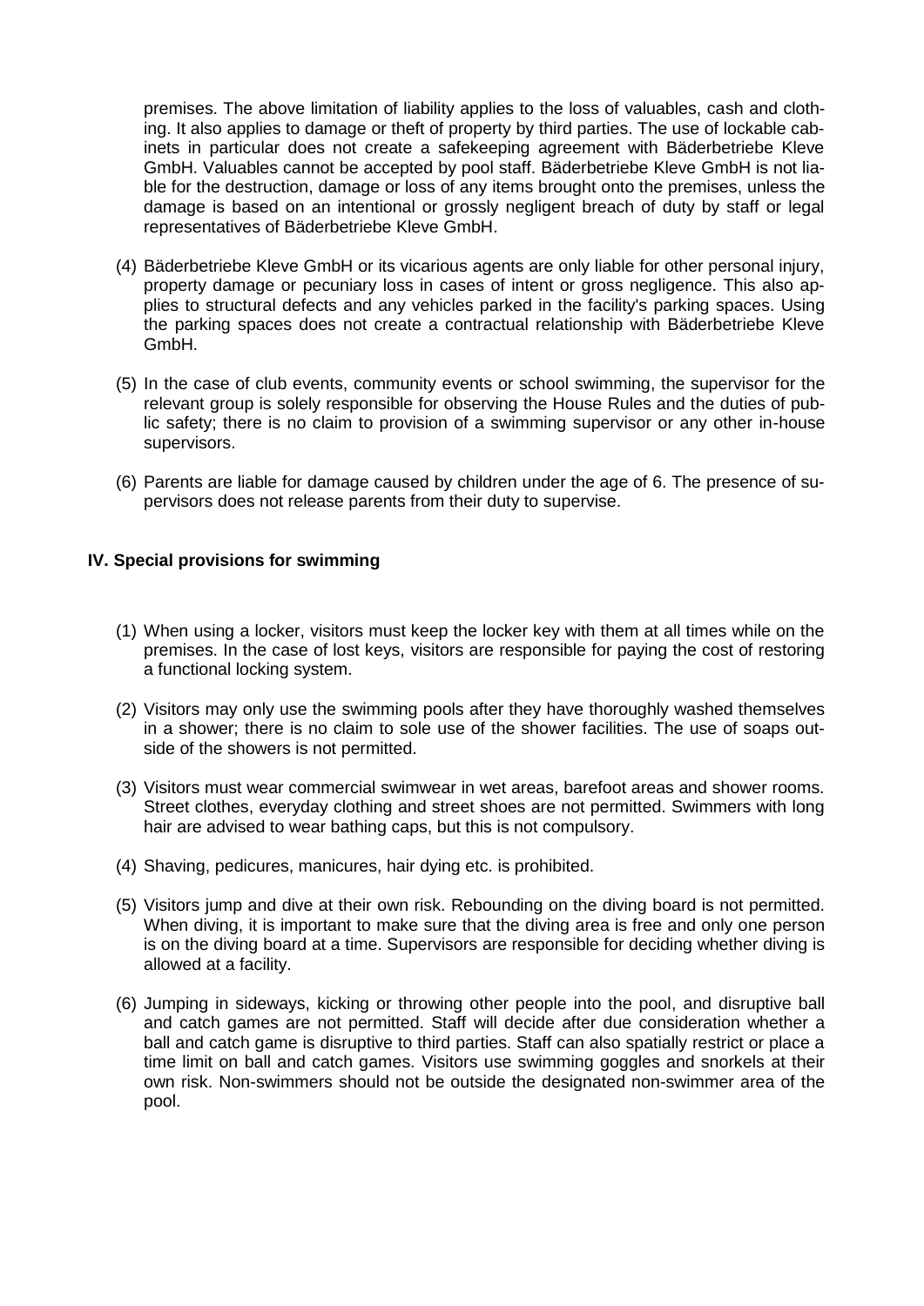premises. The above limitation of liability applies to the loss of valuables, cash and clothing. It also applies to damage or theft of property by third parties. The use of lockable cabinets in particular does not create a safekeeping agreement with Bäderbetriebe Kleve GmbH. Valuables cannot be accepted by pool staff. Bäderbetriebe Kleve GmbH is not liable for the destruction, damage or loss of any items brought onto the premises, unless the damage is based on an intentional or grossly negligent breach of duty by staff or legal representatives of Bäderbetriebe Kleve GmbH.

(4) Bäderbetriebe Kleve GmbH or its vicarious agents are only liable for other personal injury, property damage or pecuniary loss in cases of intent or gross negligence. This also applies to structural defects and any vehicles parked in the facility's parking spaces. Using the parking spaces does not create a contractual relationship with Bäderbetriebe Kleve GmbH.

(5) In the case of club events, community events or school swimming, the supervisor for the relevant group is solely responsible for observing the House Rules and the duties of public safety; there is no claim to provision of a swimming supervisor or any other in-house supervisors.

(6) Parents are liable for damage caused by children under the age of 6. The presence of supervisors does not release parents from their duty to supervise.

## IV. Special provisions for swimming

(1) When using a locker, visitors must keep the locker key with them at all times while on the premises. In the case of lost keys, visitors are responsible for paying the cost of restoring a functional locking system.

(2) Visitors may only use the swimming pools after they have thoroughly washed themselves in a shower; there is no claim to sole use of the shower facilities. The use of soaps outside of the showers is not permitted.

(3) Visitors must wear commercial swimwear in wet areas, barefoot areas and shower rooms. Street clothes, everyday clothing and street shoes are not permitted. Swimmers with long hair are advised to wear bathing caps, but this is not compulsory.

(4) Shaving, pedicures, manicures, hair dying etc. is prohibited.

(5) Visitors jump and dive at their own risk. Rebounding on the diving board is not permitted. When diving, it is important to make sure that the diving area is free and only one person is on the diving board at a time. Supervisors are responsible for deciding whether diving is allowed at a facility.

(6) Jumping in sideways, kicking or throwing other people into the pool, and disruptive ball and catch games are not permitted. Staff will decide after due consideration whether a ball and catch game is disruptive to third parties. Staff can also spatially restrict or place a time limit on ball and catch games. Visitors use swimming goggles and snorkels at their own risk. Non-swimmers should not be outside the designated non-swimmer area of the pool.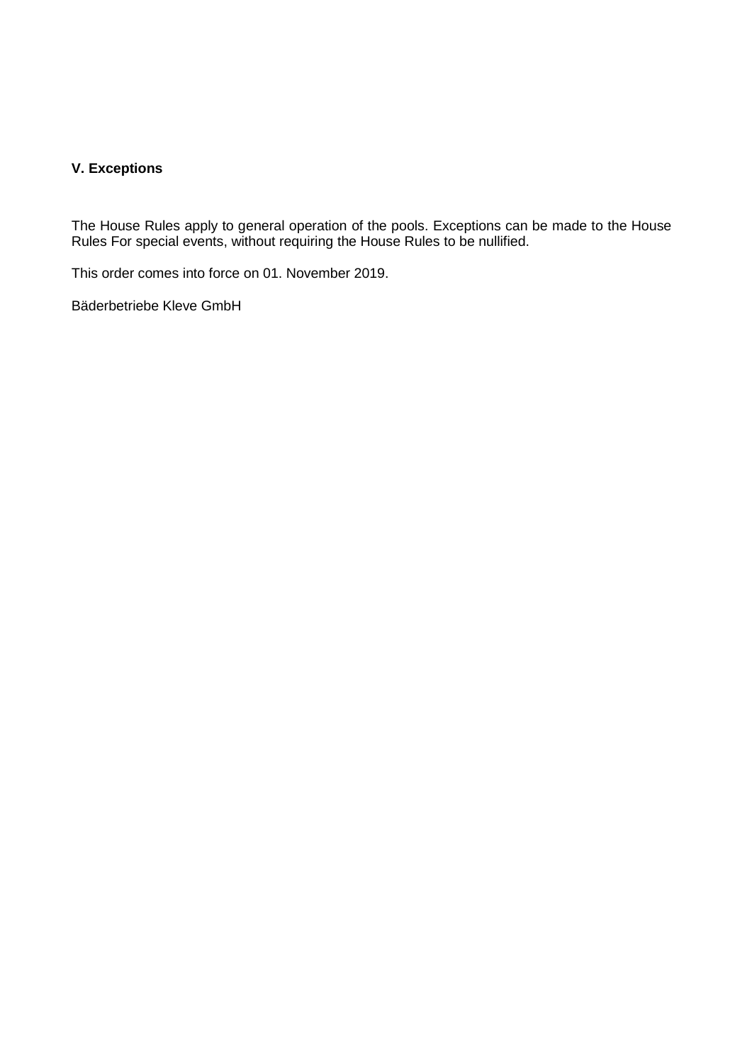## V. Exceptions

The House Rules apply to general operation of the pools. Exceptions can be made to the House Rules For special events, without requiring the House Rules to be nullified.

This order comes into force on 01. November 2019.

Bäderbetriebe Kleve GmbH